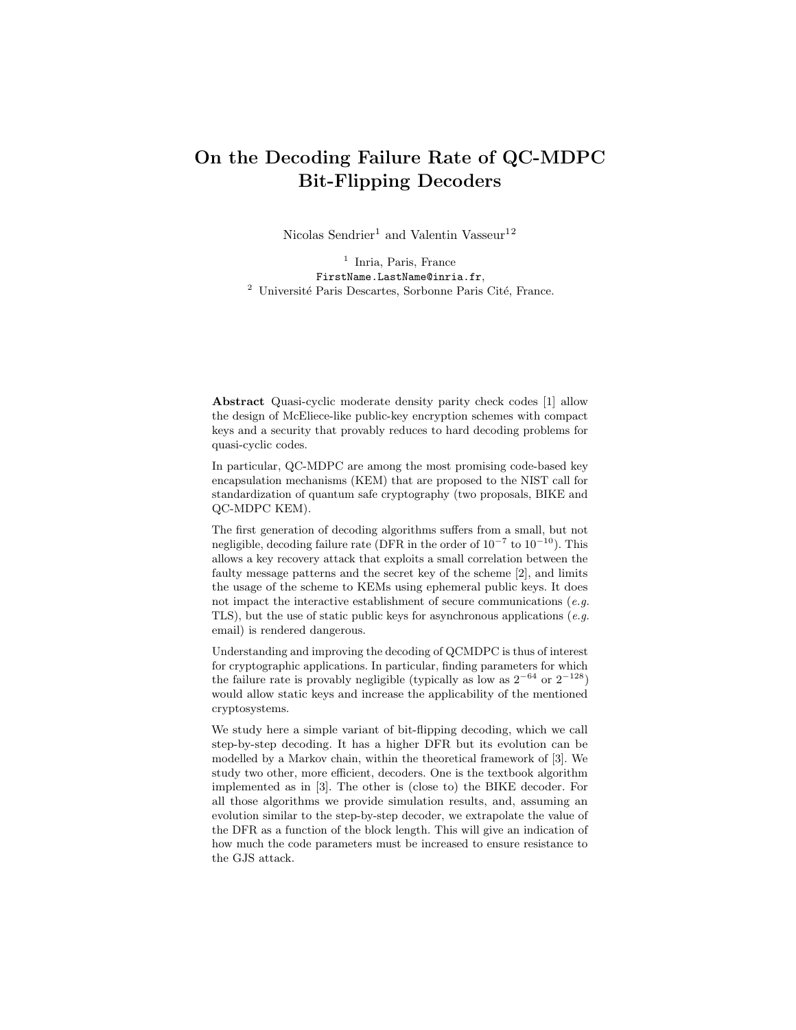# On the Decoding Failure Rate of QC-MDPC Bit-Flipping Decoders

Nicolas Sendrier[1] and Valentin Vasseur[1,2]

[1] Inria, Paris, France
FirstName.LastName@inria.fr,
[2] Université Paris Descartes, Sorbonne Paris Cité, France.

**Abstract** Quasi-cyclic moderate density parity check codes [1] allow the design of McEliece-like public-key encryption schemes with compact keys and a security that provably reduces to hard decoding problems for quasi-cyclic codes.

In particular, QC-MDPC are among the most promising code-based key encapsulation mechanisms (KEM) that are proposed to the NIST call for standardization of quantum safe cryptography (two proposals, BIKE and QC-MDPC KEM).

The first generation of decoding algorithms suffers from a small, but not negligible, decoding failure rate (DFR in the order of $10^{-7}$ to $10^{-10}$). This allows a key recovery attack that exploits a small correlation between the faulty message patterns and the secret key of the scheme [2], and limits the usage of the scheme to KEMs using ephemeral public keys. It does not impact the interactive establishment of secure communications (*e.g.* TLS), but the use of static public keys for asynchronous applications (*e.g.* email) is rendered dangerous.

Understanding and improving the decoding of QCMDPC is thus of interest for cryptographic applications. In particular, finding parameters for which the failure rate is provably negligible (typically as low as $2^{-64}$ or $2^{-128}$) would allow static keys and increase the applicability of the mentioned cryptosystems.

We study here a simple variant of bit-flipping decoding, which we call step-by-step decoding. It has a higher DFR but its evolution can be modelled by a Markov chain, within the theoretical framework of [3]. We study two other, more efficient, decoders. One is the textbook algorithm implemented as in [3]. The other is (close to) the BIKE decoder. For all those algorithms we provide simulation results, and, assuming an evolution similar to the step-by-step decoder, we extrapolate the value of the DFR as a function of the block length. This will give an indication of how much the code parameters must be increased to ensure resistance to the GJS attack.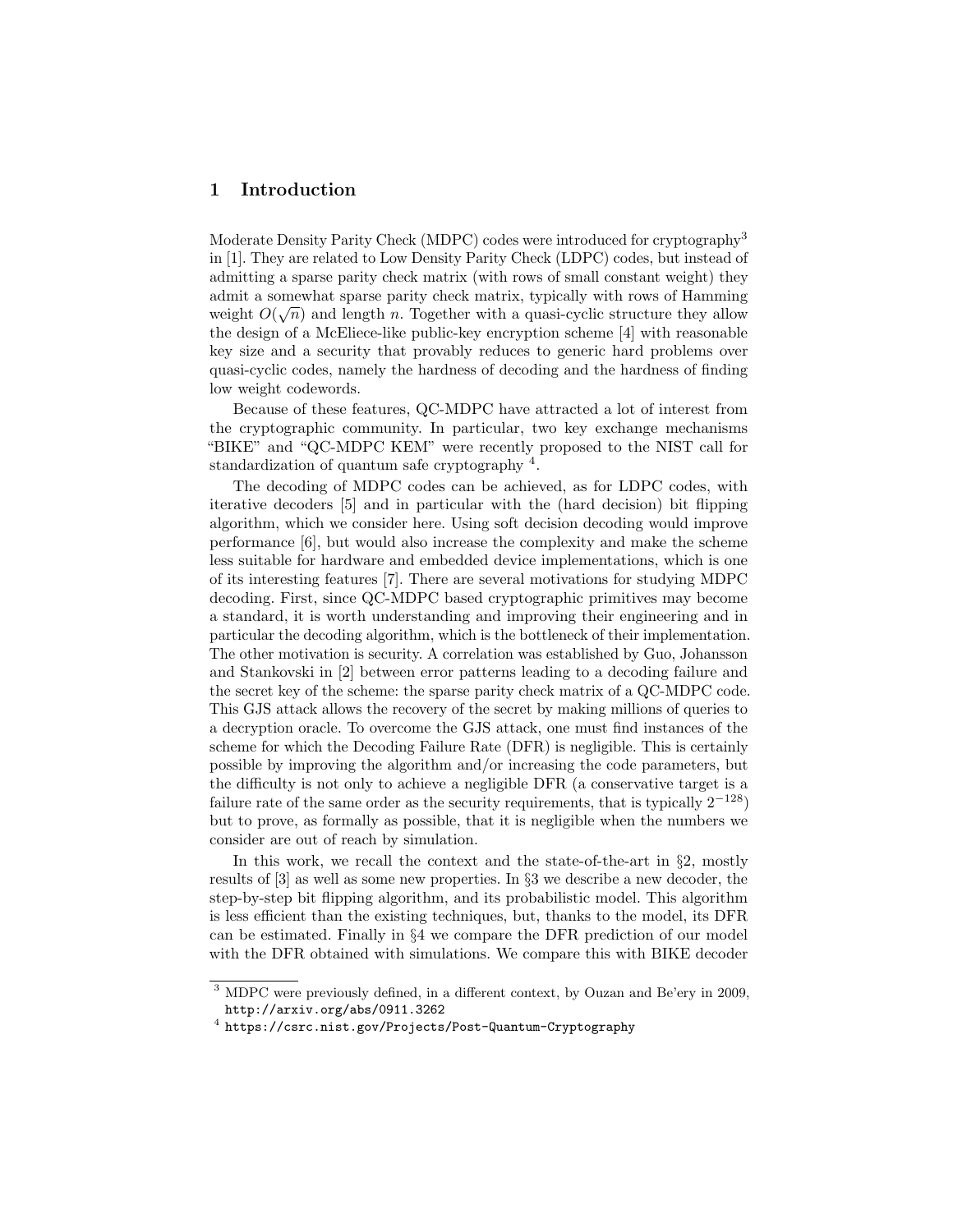## 1 Introduction

Moderate Density Parity Check (MDPC) codes were introduced for cryptography[3] in [1]. They are related to Low Density Parity Check (LDPC) codes, but instead of admitting a sparse parity check matrix (with rows of small constant weight) they admit a somewhat sparse parity check matrix, typically with rows of Hamming weight $O(\sqrt{n})$ and length $n$. Together with a quasi-cyclic structure they allow the design of a McEliece-like public-key encryption scheme [4] with reasonable key size and a security that provably reduces to generic hard problems over quasi-cyclic codes, namely the hardness of decoding and the hardness of finding low weight codewords.

Because of these features, QC-MDPC have attracted a lot of interest from the cryptographic community. In particular, two key exchange mechanisms "BIKE" and "QC-MDPC KEM" were recently proposed to the NIST call for standardization of quantum safe cryptography [4].

The decoding of MDPC codes can be achieved, as for LDPC codes, with iterative decoders [5] and in particular with the (hard decision) bit flipping algorithm, which we consider here. Using soft decision decoding would improve performance [6], but would also increase the complexity and make the scheme less suitable for hardware and embedded device implementations, which is one of its interesting features [7]. There are several motivations for studying MDPC decoding. First, since QC-MDPC based cryptographic primitives may become a standard, it is worth understanding and improving their engineering and in particular the decoding algorithm, which is the bottleneck of their implementation. The other motivation is security. A correlation was established by Guo, Johansson and Stankovski in [2] between error patterns leading to a decoding failure and the secret key of the scheme: the sparse parity check matrix of a QC-MDPC code. This GJS attack allows the recovery of the secret by making millions of queries to a decryption oracle. To overcome the GJS attack, one must find instances of the scheme for which the Decoding Failure Rate (DFR) is negligible. This is certainly possible by improving the algorithm and/or increasing the code parameters, but the difficulty is not only to achieve a negligible DFR (a conservative target is a failure rate of the same order as the security requirements, that is typically $2^{-128}$) but to prove, as formally as possible, that it is negligible when the numbers we consider are out of reach by simulation.

In this work, we recall the context and the state-of-the-art in §2, mostly results of [3] as well as some new properties. In §3 we describe a new decoder, the step-by-step bit flipping algorithm, and its probabilistic model. This algorithm is less efficient than the existing techniques, but, thanks to the model, its DFR can be estimated. Finally in §4 we compare the DFR prediction of our model with the DFR obtained with simulations. We compare this with BIKE decoder

---

[3] MDPC were previously defined, in a different context, by Ouzan and Be'ery in 2009, http://arxiv.org/abs/0911.3262

[4] https://csrc.nist.gov/Projects/Post-Quantum-Cryptography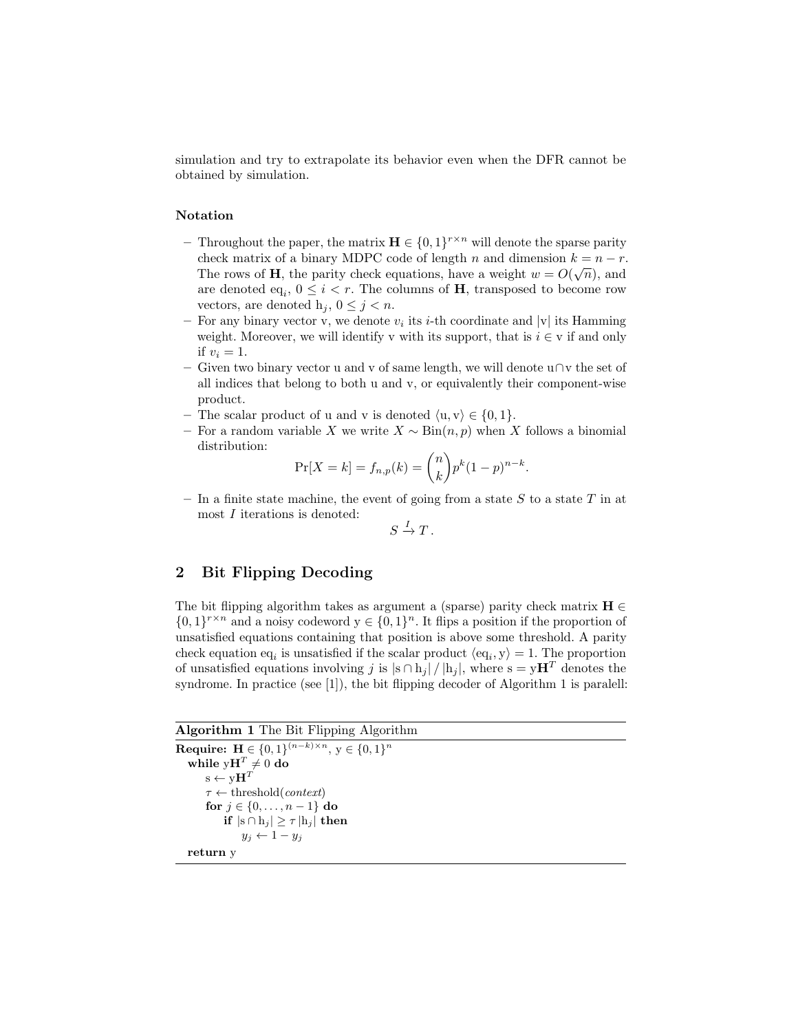simulation and try to extrapolate its behavior even when the DFR cannot be obtained by simulation.

### Notation

- Throughout the paper, the matrix $\mathbf{H} \in \{0,1\}^{r \times n}$ will denote the sparse parity check matrix of a binary MDPC code of length $n$ and dimension $k = n - r$. The rows of $\mathbf{H}$, the parity check equations, have a weight $w = O(\sqrt{n})$, and are denoted $\mathrm{eq}_i$, $0 \leq i < r$. The columns of $\mathbf{H}$, transposed to become row vectors, are denoted $\mathrm{h}_j$, $0 \leq j < n$.
- For any binary vector v, we denote $v_i$ its $i$-th coordinate and $|\mathrm{v}|$ its Hamming weight. Moreover, we will identify v with its support, that is $i \in \mathrm{v}$ if and only if $v_i = 1$.
- Given two binary vector u and v of same length, we will denote $\mathrm{u} \cap \mathrm{v}$ the set of all indices that belong to both u and v, or equivalently their component-wise product.
- The scalar product of u and v is denoted $\langle \mathrm{u}, \mathrm{v} \rangle \in \{0, 1\}$.
- For a random variable $X$ we write $X \sim \mathrm{Bin}(n, p)$ when $X$ follows a binomial distribution:
$$\Pr[X = k] = f_{n,p}(k) = \binom{n}{k} p^k (1-p)^{n-k}.$$
- In a finite state machine, the event of going from a state $S$ to a state $T$ in at most $I$ iterations is denoted:
$$S \xrightarrow{I} T\,.$$

## 2 Bit Flipping Decoding

The bit flipping algorithm takes as argument a (sparse) parity check matrix $\mathbf{H} \in \{0,1\}^{r \times n}$ and a noisy codeword $\mathrm{y} \in \{0,1\}^n$. It flips a position if the proportion of unsatisfied equations containing that position is above some threshold. A parity check equation $\mathrm{eq}_i$ is unsatisfied if the scalar product $\langle \mathrm{eq}_i, \mathrm{y} \rangle = 1$. The proportion of unsatisfied equations involving $j$ is $|\mathrm{s} \cap \mathrm{h}_j| \,/\, |\mathrm{h}_j|$, where $\mathrm{s} = \mathrm{y}\mathbf{H}^T$ denotes the syndrome. In practice (see [1]), the bit flipping decoder of Algorithm 1 is paralell:

**Algorithm 1** The Bit Flipping Algorithm

```
Require: H ∈ {0,1}^((n−k)×n), y ∈ {0,1}^n
  while yH^T ≠ 0 do
      s ← yH^T
      τ ← threshold(context)
      for j ∈ {0, ..., n − 1} do
          if |s ∩ h_j| ≥ τ |h_j| then
              y_j ← 1 − y_j
  return y
```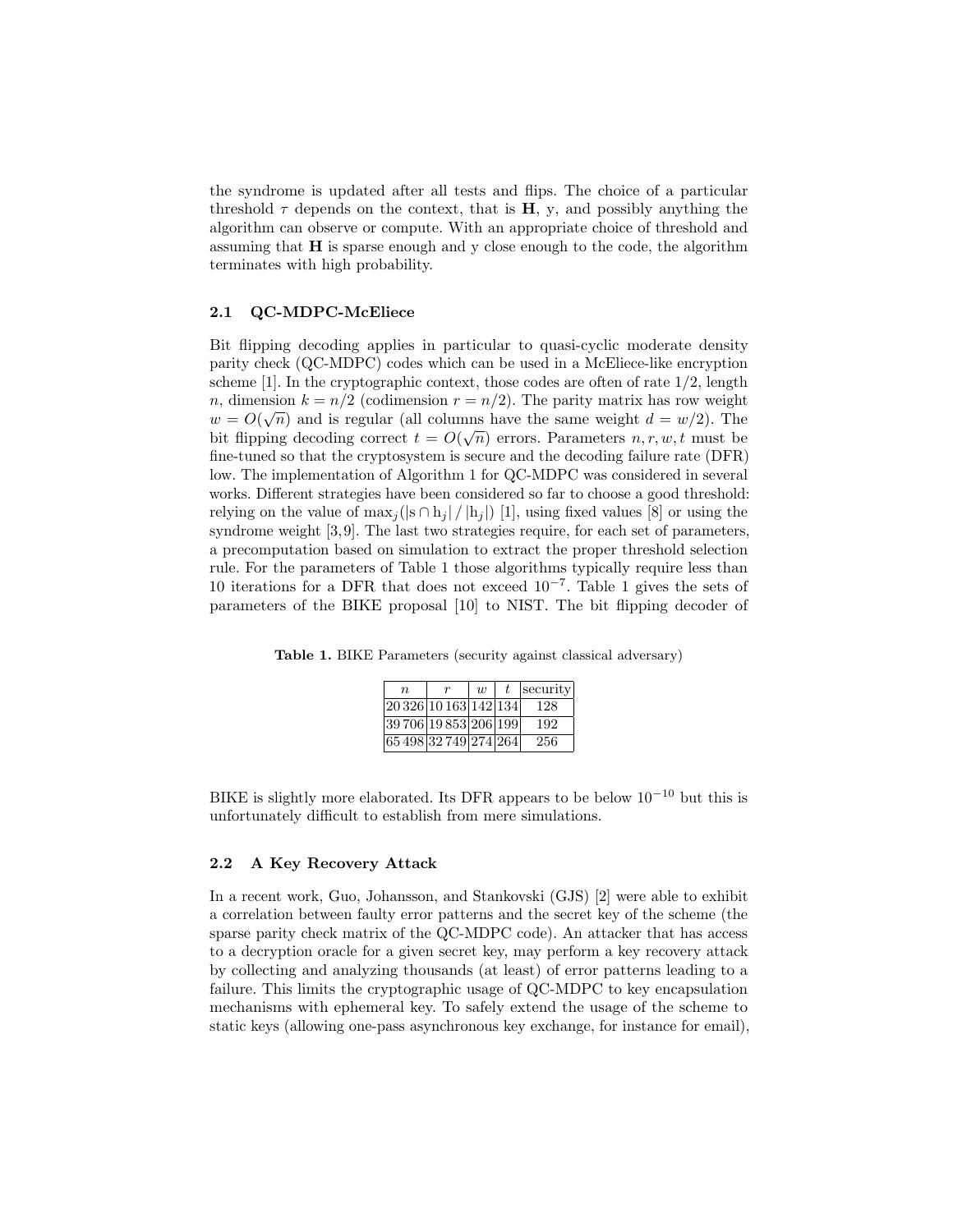the syndrome is updated after all tests and flips. The choice of a particular threshold $\tau$ depends on the context, that is $\mathbf{H}$, y, and possibly anything the algorithm can observe or compute. With an appropriate choice of threshold and assuming that $\mathbf{H}$ is sparse enough and y close enough to the code, the algorithm terminates with high probability.

### 2.1 QC-MDPC-McEliece

Bit flipping decoding applies in particular to quasi-cyclic moderate density parity check (QC-MDPC) codes which can be used in a McEliece-like encryption scheme [1]. In the cryptographic context, those codes are often of rate 1/2, length $n$, dimension $k = n/2$ (codimension $r = n/2$). The parity matrix has row weight $w = O(\sqrt{n})$ and is regular (all columns have the same weight $d = w/2$). The bit flipping decoding correct $t = O(\sqrt{n})$ errors. Parameters $n, r, w, t$ must be fine-tuned so that the cryptosystem is secure and the decoding failure rate (DFR) low. The implementation of Algorithm 1 for QC-MDPC was considered in several works. Different strategies have been considered so far to choose a good threshold: relying on the value of $\max_j(|\mathrm{s} \cap \mathrm{h}_j| / |\mathrm{h}_j|)$ [1], using fixed values [8] or using the syndrome weight [3,9]. The last two strategies require, for each set of parameters, a precomputation based on simulation to extract the proper threshold selection rule. For the parameters of Table 1 those algorithms typically require less than 10 iterations for a DFR that does not exceed $10^{-7}$. Table 1 gives the sets of parameters of the BIKE proposal [10] to NIST. The bit flipping decoder of BIKE is slightly more elaborated. Its DFR appears to be below $10^{-10}$ but this is unfortunately difficult to establish from mere simulations.

**Table 1.** BIKE Parameters (security against classical adversary)

| $n$ | $r$ | $w$ | $t$ | security |
|---|---|---|---|---|
| 20 326 | 10 163 | 142 | 134 | 128 |
| 39 706 | 19 853 | 206 | 199 | 192 |
| 65 498 | 32 749 | 274 | 264 | 256 |

### 2.2 A Key Recovery Attack

In a recent work, Guo, Johansson, and Stankovski (GJS) [2] were able to exhibit a correlation between faulty error patterns and the secret key of the scheme (the sparse parity check matrix of the QC-MDPC code). An attacker that has access to a decryption oracle for a given secret key, may perform a key recovery attack by collecting and analyzing thousands (at least) of error patterns leading to a failure. This limits the cryptographic usage of QC-MDPC to key encapsulation mechanisms with ephemeral key. To safely extend the usage of the scheme to static keys (allowing one-pass asynchronous key exchange, for instance for email),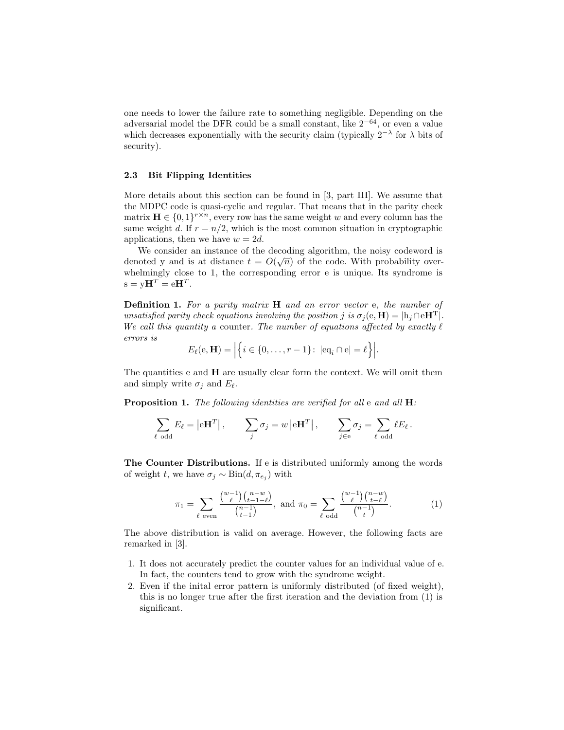one needs to lower the failure rate to something negligible. Depending on the adversarial model the DFR could be a small constant, like $2^{-64}$, or even a value which decreases exponentially with the security claim (typically $2^{-\lambda}$ for $\lambda$ bits of security).

### 2.3 Bit Flipping Identities

More details about this section can be found in [3, part III]. We assume that the MDPC code is quasi-cyclic and regular. That means that in the parity check matrix $\mathbf{H} \in \{0,1\}^{r\times n}$, every row has the same weight $w$ and every column has the same weight $d$. If $r = n/2$, which is the most common situation in cryptographic applications, then we have $w = 2d$.

We consider an instance of the decoding algorithm, the noisy codeword is denoted $\mathrm{y}$ and is at distance $t = O(\sqrt{n})$ of the code. With probability overwhelmingly close to 1, the corresponding error $\mathrm{e}$ is unique. Its syndrome is $\mathrm{s} = \mathrm{y}\mathbf{H}^T = \mathrm{e}\mathbf{H}^T$.

**Definition 1.** *For a parity matrix $\mathbf{H}$ and an error vector $\mathrm{e}$, the number of unsatisfied parity check equations involving the position $j$ is $\sigma_j(\mathrm{e}, \mathbf{H}) = |\mathrm{h}_j \cap \mathrm{e}\mathbf{H}^{\mathrm{T}}|$. We call this quantity a* counter. *The number of equations affected by exactly $\ell$ errors is*

$$E_\ell(\mathrm{e}, \mathbf{H}) = \left|\left\{ i \in \{0, \ldots, r-1\} \colon \; |\mathrm{eq}_i \cap \mathrm{e}| = \ell \right\}\right|.$$

The quantities $\mathrm{e}$ and $\mathbf{H}$ are usually clear form the context. We will omit them and simply write $\sigma_j$ and $E_\ell$.

**Proposition 1.** *The following identities are verified for all $\mathrm{e}$ and all $\mathbf{H}$:*

$$\sum_{\ell \text{ odd}} E_\ell = \left|\mathrm{e}\mathbf{H}^T\right|, \qquad \sum_{j} \sigma_j = w \left|\mathrm{e}\mathbf{H}^T\right|, \qquad \sum_{j\in\mathrm{e}} \sigma_j = \sum_{\ell \text{ odd}} \ell E_\ell \,.$$

**The Counter Distributions.** If $\mathrm{e}$ is distributed uniformly among the words of weight $t$, we have $\sigma_j \sim \mathrm{Bin}(d, \pi_{e_j})$ with

$$\pi_1 = \sum_{\ell \text{ even}} \frac{\binom{w-1}{\ell}\binom{n-w}{t-1-\ell}}{\binom{n-1}{t-1}}, \text{ and } \pi_0 = \sum_{\ell \text{ odd}} \frac{\binom{w-1}{\ell}\binom{n-w}{t-\ell}}{\binom{n-1}{t}}. \tag{1}$$

The above distribution is valid on average. However, the following facts are remarked in [3].

1. It does not accurately predict the counter values for an individual value of $\mathrm{e}$. In fact, the counters tend to grow with the syndrome weight.
2. Even if the inital error pattern is uniformly distributed (of fixed weight), this is no longer true after the first iteration and the deviation from (1) is significant.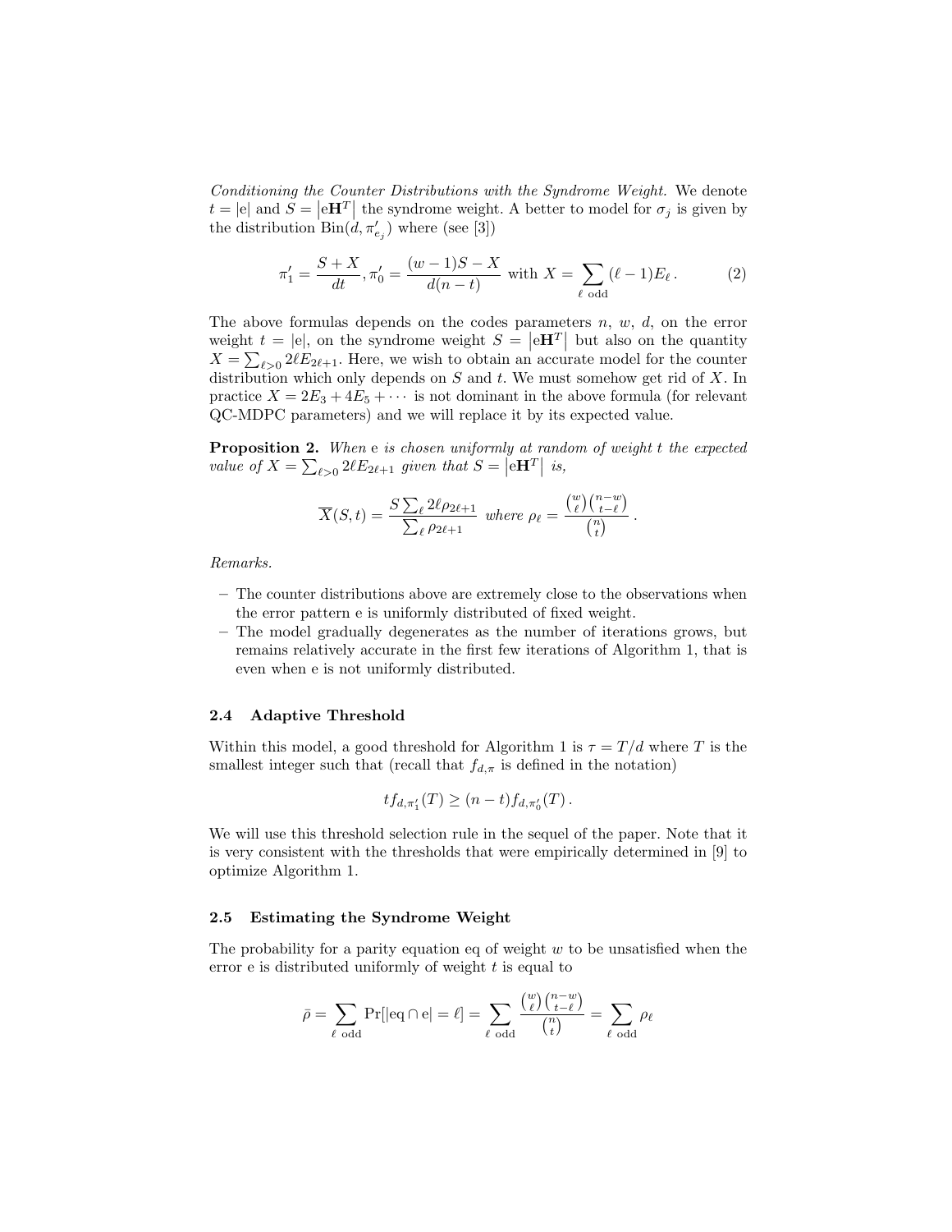*Conditioning the Counter Distributions with the Syndrome Weight.* We denote $t = |\mathrm{e}|$ and $S = \left|\mathrm{e}\mathbf{H}^T\right|$ the syndrome weight. A better to model for $\sigma_j$ is given by the distribution $\mathrm{Bin}(d, \pi'_{e_j})$ where (see [3])

$$\pi'_1 = \frac{S+X}{dt}, \pi'_0 = \frac{(w-1)S - X}{d(n-t)} \text{ with } X = \sum_{\ell \text{ odd}} (\ell - 1) E_\ell \,. \tag{2}$$

The above formulas depends on the codes parameters $n$, $w$, $d$, on the error weight $t = |\mathrm{e}|$, on the syndrome weight $S = \left|\mathrm{e}\mathbf{H}^T\right|$ but also on the quantity $X = \sum_{\ell > 0} 2\ell E_{2\ell+1}$. Here, we wish to obtain an accurate model for the counter distribution which only depends on $S$ and $t$. We must somehow get rid of $X$. In practice $X = 2E_3 + 4E_5 + \cdots$ is not dominant in the above formula (for relevant QC-MDPC parameters) and we will replace it by its expected value.

**Proposition 2.** *When* e *is chosen uniformly at random of weight* $t$ *the expected value of* $X = \sum_{\ell>0} 2\ell E_{2\ell+1}$ *given that* $S = \left|\mathrm{e}\mathbf{H}^T\right|$ *is,*

$$\overline{X}(S,t) = \frac{S \sum_\ell 2\ell \rho_{2\ell+1}}{\sum_\ell \rho_{2\ell+1}} \text{ where } \rho_\ell = \frac{\binom{w}{\ell}\binom{n-w}{t-\ell}}{\binom{n}{t}} \,.$$

*Remarks.*

- The counter distributions above are extremely close to the observations when the error pattern e is uniformly distributed of fixed weight.
- The model gradually degenerates as the number of iterations grows, but remains relatively accurate in the first few iterations of Algorithm 1, that is even when e is not uniformly distributed.

### 2.4 Adaptive Threshold

Within this model, a good threshold for Algorithm 1 is $\tau = T/d$ where $T$ is the smallest integer such that (recall that $f_{d,\pi}$ is defined in the notation)

$$t f_{d,\pi'_1}(T) \geq (n-t) f_{d,\pi'_0}(T) \,.$$

We will use this threshold selection rule in the sequel of the paper. Note that it is very consistent with the thresholds that were empirically determined in [9] to optimize Algorithm 1.

### 2.5 Estimating the Syndrome Weight

The probability for a parity equation eq of weight $w$ to be unsatisfied when the error e is distributed uniformly of weight $t$ is equal to

$$\bar{\rho} = \sum_{\ell \text{ odd}} \Pr[|\mathrm{eq} \cap \mathrm{e}| = \ell] = \sum_{\ell \text{ odd}} \frac{\binom{w}{\ell}\binom{n-w}{t-\ell}}{\binom{n}{t}} = \sum_{\ell \text{ odd}} \rho_\ell$$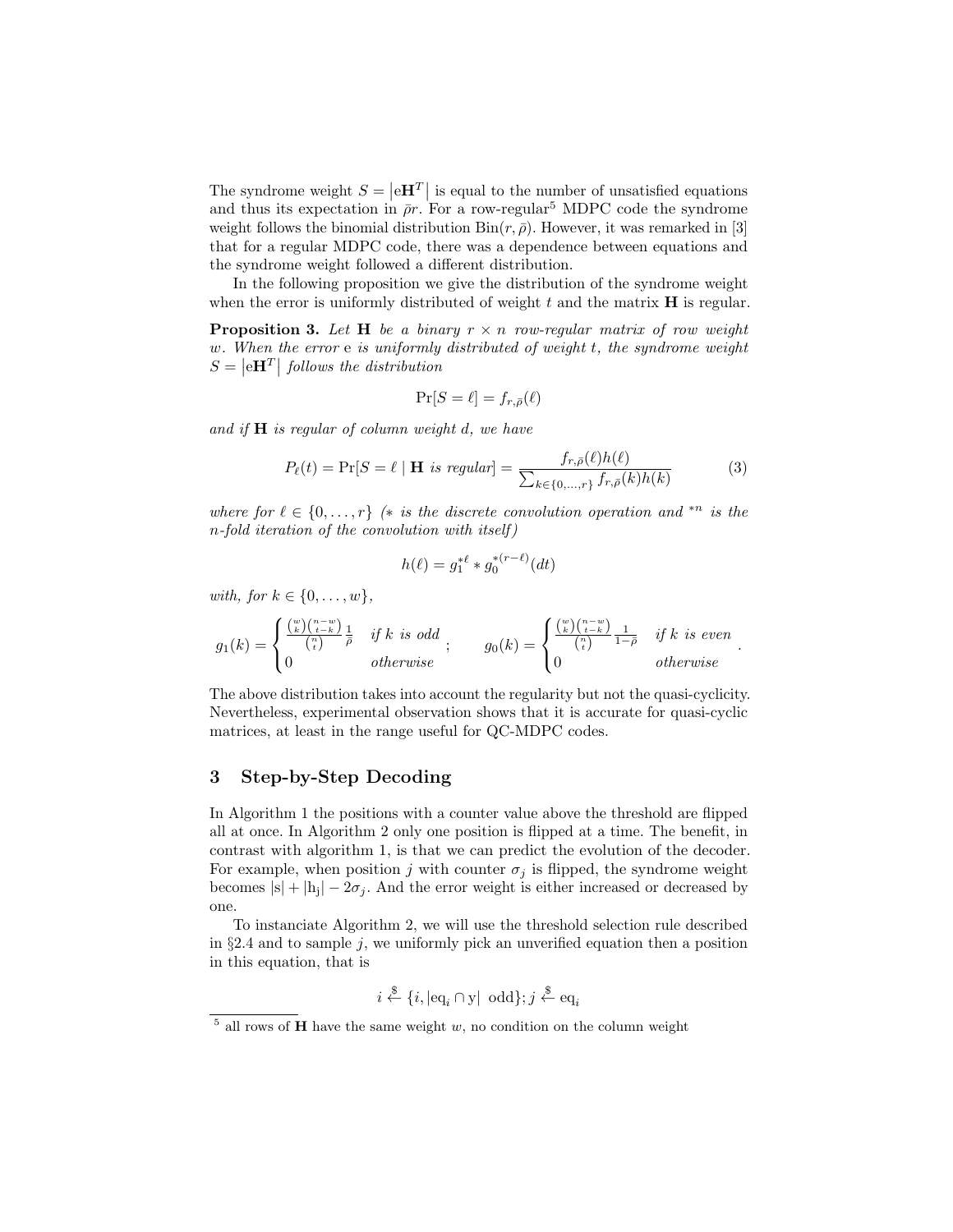The syndrome weight $S = \left|\mathrm{e}\mathbf{H}^T\right|$ is equal to the number of unsatisfied equations and thus its expectation in $\bar{\rho}r$. For a row-regular[5] MDPC code the syndrome weight follows the binomial distribution $\mathrm{Bin}(r, \bar{\rho})$. However, it was remarked in [3] that for a regular MDPC code, there was a dependence between equations and the syndrome weight followed a different distribution.

In the following proposition we give the distribution of the syndrome weight when the error is uniformly distributed of weight $t$ and the matrix $\mathbf{H}$ is regular.

**Proposition 3.** *Let $\mathbf{H}$ be a binary $r \times n$ row-regular matrix of row weight $w$. When the error $\mathrm{e}$ is uniformly distributed of weight $t$, the syndrome weight $S = \left|\mathrm{e}\mathbf{H}^T\right|$ follows the distribution*

$$\Pr[S = \ell] = f_{r,\bar{\rho}}(\ell)$$

*and if $\mathbf{H}$ is regular of column weight $d$, we have*

$$P_\ell(t) = \Pr[S = \ell \mid \mathbf{H} \text{ is regular}] = \frac{f_{r,\bar{\rho}}(\ell) h(\ell)}{\sum_{k \in \{0,\ldots,r\}} f_{r,\bar{\rho}}(k) h(k)} \tag{3}$$

*where for $\ell \in \{0, \ldots, r\}$ ($*$ is the discrete convolution operation and $^{*n}$ is the $n$-fold iteration of the convolution with itself)*

$$h(\ell) = g_1^{*\ell} * g_0^{*(r-\ell)}(dt)$$

*with, for $k \in \{0, \ldots, w\}$,*

$$g_1(k) = \begin{cases} \frac{\binom{w}{k}\binom{n-w}{t-k}}{\binom{n}{t}} \frac{1}{\bar{\rho}} & \text{if } k \text{ is odd} \\ 0 & \text{otherwise} \end{cases} ; \qquad g_0(k) = \begin{cases} \frac{\binom{w}{k}\binom{n-w}{t-k}}{\binom{n}{t}} \frac{1}{1-\bar{\rho}} & \text{if } k \text{ is even} \\ 0 & \text{otherwise} \end{cases} .$$

The above distribution takes into account the regularity but not the quasi-cyclicity. Nevertheless, experimental observation shows that it is accurate for quasi-cyclic matrices, at least in the range useful for QC-MDPC codes.

## 3 Step-by-Step Decoding

In Algorithm 1 the positions with a counter value above the threshold are flipped all at once. In Algorithm 2 only one position is flipped at a time. The benefit, in contrast with algorithm 1, is that we can predict the evolution of the decoder. For example, when position $j$ with counter $\sigma_j$ is flipped, the syndrome weight becomes $|\mathrm{s}| + |\mathrm{h_j}| - 2\sigma_j$. And the error weight is either increased or decreased by one.

To instanciate Algorithm 2, we will use the threshold selection rule described in §2.4 and to sample $j$, we uniformly pick an unverified equation then a position in this equation, that is

$$i \xleftarrow{\$} \{i, |\mathrm{eq}_i \cap \mathrm{y}| \text{ odd}\}; j \xleftarrow{\$} \mathrm{eq}_i$$

[5] all rows of $\mathbf{H}$ have the same weight $w$, no condition on the column weight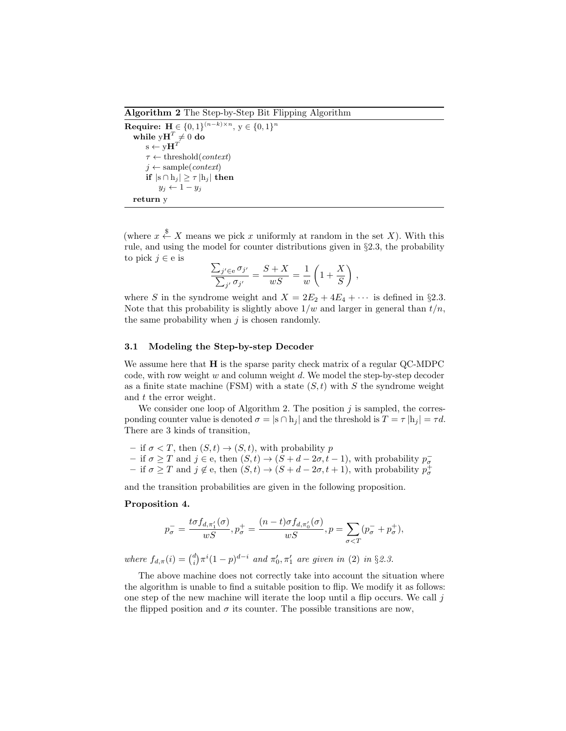**Algorithm 2** The Step-by-Step Bit Flipping Algorithm

```
Require: H ∈ {0,1}^{(n−k)×n}, y ∈ {0,1}^n
  while yH^T ≠ 0 do
      s ← yH^T
      τ ← threshold(context)
      j ← sample(context)
      if |s ∩ h_j| ≥ τ |h_j| then
          y_j ← 1 − y_j
  return y
```

(where $x \xleftarrow{\$} X$ means we pick $x$ uniformly at random in the set $X$). With this rule, and using the model for counter distributions given in §2.3, the probability to pick $j \in \mathrm{e}$ is

$$\frac{\sum_{j' \in \mathrm{e}} \sigma_{j'}}{\sum_{j'} \sigma_{j'}} = \frac{S + X}{wS} = \frac{1}{w}\left(1 + \frac{X}{S}\right),$$

where $S$ in the syndrome weight and $X = 2E_2 + 4E_4 + \cdots$ is defined in §2.3. Note that this probability is slightly above $1/w$ and larger in general than $t/n$, the same probability when $j$ is chosen randomly.

### 3.1 Modeling the Step-by-step Decoder

We assume here that $\mathbf{H}$ is the sparse parity check matrix of a regular QC-MDPC code, with row weight $w$ and column weight $d$. We model the step-by-step decoder as a finite state machine (FSM) with a state $(S, t)$ with $S$ the syndrome weight and $t$ the error weight.

We consider one loop of Algorithm 2. The position $j$ is sampled, the corresponding counter value is denoted $\sigma = |\mathrm{s} \cap \mathrm{h}_j|$ and the threshold is $T = \tau\,|\mathrm{h}_j| = \tau d$. There are 3 kinds of transition,

- if $\sigma < T$, then $(S, t) \to (S, t)$, with probability $p$
- if $\sigma \geq T$ and $j \in \mathrm{e}$, then $(S, t) \to (S + d - 2\sigma, t - 1)$, with probability $p_\sigma^-$
- if $\sigma \geq T$ and $j \notin \mathrm{e}$, then $(S, t) \to (S + d - 2\sigma, t + 1)$, with probability $p_\sigma^+$

and the transition probabilities are given in the following proposition.

**Proposition 4.**

$$p_\sigma^- = \frac{t\sigma f_{d,\pi_1'}(\sigma)}{wS}, p_\sigma^+ = \frac{(n-t)\sigma f_{d,\pi_0'}(\sigma)}{wS}, p = \sum_{\sigma < T}(p_\sigma^- + p_\sigma^+),$$

*where $f_{d,\pi}(i) = \binom{d}{i}\pi^i(1-p)^{d-i}$ and $\pi_0', \pi_1'$ are given in (2) in §2.3.*

The above machine does not correctly take into account the situation where the algorithm is unable to find a suitable position to flip. We modify it as follows: one step of the new machine will iterate the loop until a flip occurs. We call $j$ the flipped position and $\sigma$ its counter. The possible transitions are now,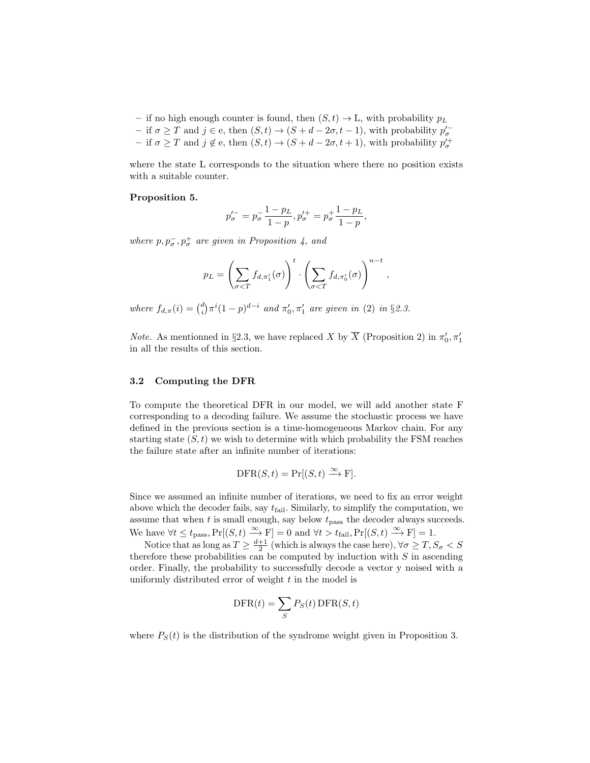– if no high enough counter is found, then $(S,t) \to \mathrm{L}$, with probability $p_L$
– if $\sigma \geq T$ and $j \in \mathrm{e}$, then $(S,t) \to (S+d-2\sigma, t-1)$, with probability $p'^{-}_{\sigma}$
– if $\sigma \geq T$ and $j \notin \mathrm{e}$, then $(S,t) \to (S+d-2\sigma, t+1)$, with probability $p'^{+}_{\sigma}$

where the state L corresponds to the situation where there no position exists with a suitable counter.

**Proposition 5.**

$$p'^{-}_{\sigma} = p^{-}_{\sigma} \frac{1-p_L}{1-p}, p'^{+}_{\sigma} = p^{+}_{\sigma} \frac{1-p_L}{1-p},$$

*where $p, p^{-}_{\sigma}, p^{+}_{\sigma}$ are given in Proposition 4, and*

$$p_L = \left( \sum_{\sigma < T} f_{d,\pi'_1}(\sigma) \right)^t \cdot \left( \sum_{\sigma < T} f_{d,\pi'_0}(\sigma) \right)^{n-t},$$

*where $f_{d,\pi}(i) = \binom{d}{i} \pi^i (1-p)^{d-i}$ and $\pi'_0, \pi'_1$ are given in (2) in §2.3.*

*Note.* As mentionned in §2.3, we have replaced $X$ by $\overline{X}$ (Proposition 2) in $\pi'_0, \pi'_1$ in all the results of this section.

### 3.2 Computing the DFR

To compute the theoretical DFR in our model, we will add another state F corresponding to a decoding failure. We assume the stochastic process we have defined in the previous section is a time-homogeneous Markov chain. For any starting state $(S,t)$ we wish to determine with which probability the FSM reaches the failure state after an infinite number of iterations:

$$\mathrm{DFR}(S,t) = \Pr[(S,t) \xrightarrow{\infty} \mathrm{F}].$$

Since we assumed an infinite number of iterations, we need to fix an error weight above which the decoder fails, say $t_{\text{fail}}$. Similarly, to simplify the computation, we assume that when $t$ is small enough, say below $t_{\text{pass}}$ the decoder always succeeds. We have $\forall t \leq t_{\text{pass}}, \Pr[(S,t) \xrightarrow{\infty} \mathrm{F}] = 0$ and $\forall t > t_{\text{fail}}, \Pr[(S,t) \xrightarrow{\infty} \mathrm{F}] = 1$.

Notice that as long as $T \geq \frac{d+1}{2}$ (which is always the case here), $\forall \sigma \geq T, S_\sigma < S$ therefore these probabilities can be computed by induction with $S$ in ascending order. Finally, the probability to successfully decode a vector y noised with a uniformly distributed error of weight $t$ in the model is

$$\mathrm{DFR}(t) = \sum_{S} P_S(t) \, \mathrm{DFR}(S,t)$$

where $P_S(t)$ is the distribution of the syndrome weight given in Proposition 3.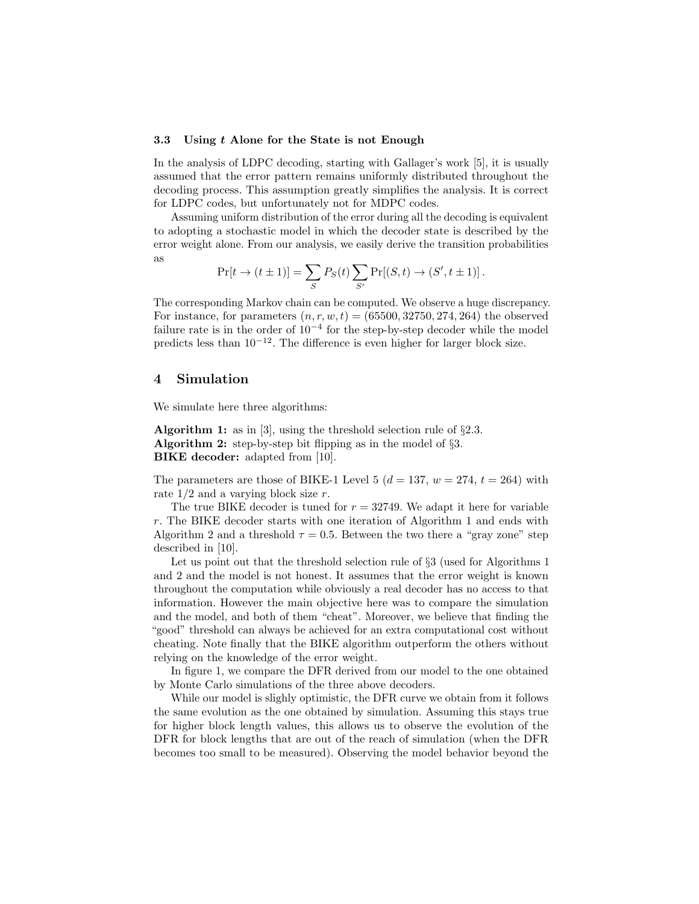### 3.3 Using $t$ Alone for the State is not Enough

In the analysis of LDPC decoding, starting with Gallager's work [5], it is usually assumed that the error pattern remains uniformly distributed throughout the decoding process. This assumption greatly simplifies the analysis. It is correct for LDPC codes, but unfortunately not for MDPC codes.

Assuming uniform distribution of the error during all the decoding is equivalent to adopting a stochastic model in which the decoder state is described by the error weight alone. From our analysis, we easily derive the transition probabilities as

$$\Pr[t \to (t \pm 1)] = \sum_{S} P_S(t) \sum_{S'} \Pr[(S,t) \to (S', t \pm 1)] .$$

The corresponding Markov chain can be computed. We observe a huge discrepancy. For instance, for parameters $(n, r, w, t) = (65500, 32750, 274, 264)$ the observed failure rate is in the order of $10^{-4}$ for the step-by-step decoder while the model predicts less than $10^{-12}$. The difference is even higher for larger block size.

## 4 Simulation

We simulate here three algorithms:

**Algorithm 1:** as in [3], using the threshold selection rule of §2.3.
**Algorithm 2:** step-by-step bit flipping as in the model of §3.
**BIKE decoder:** adapted from [10].

The parameters are those of BIKE-1 Level 5 ($d = 137$, $w = 274$, $t = 264$) with rate $1/2$ and a varying block size $r$.

The true BIKE decoder is tuned for $r = 32749$. We adapt it here for variable $r$. The BIKE decoder starts with one iteration of Algorithm 1 and ends with Algorithm 2 and a threshold $\tau = 0.5$. Between the two there a "gray zone" step described in [10].

Let us point out that the threshold selection rule of §3 (used for Algorithms 1 and 2 and the model is not honest. It assumes that the error weight is known throughout the computation while obviously a real decoder has no access to that information. However the main objective here was to compare the simulation and the model, and both of them "cheat". Moreover, we believe that finding the "good" threshold can always be achieved for an extra computational cost without cheating. Note finally that the BIKE algorithm outperform the others without relying on the knowledge of the error weight.

In figure 1, we compare the DFR derived from our model to the one obtained by Monte Carlo simulations of the three above decoders.

While our model is slighly optimistic, the DFR curve we obtain from it follows the same evolution as the one obtained by simulation. Assuming this stays true for higher block length values, this allows us to observe the evolution of the DFR for block lengths that are out of the reach of simulation (when the DFR becomes too small to be measured). Observing the model behavior beyond the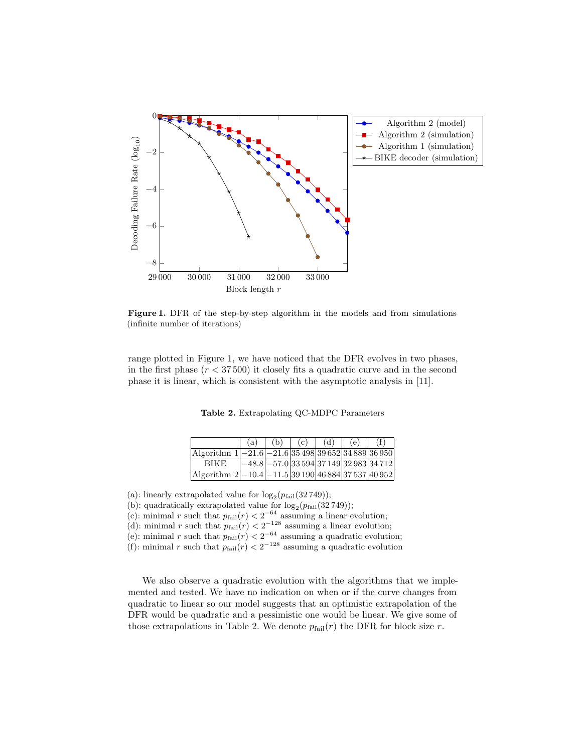**Figure 1.** DFR of the step-by-step algorithm in the models and from simulations (infinite number of iterations)

range plotted in Figure 1, we have noticed that the DFR evolves in two phases, in the first phase ($r < 37\,500$) it closely fits a quadratic curve and in the second phase it is linear, which is consistent with the asymptotic analysis in [11].

**Table 2.** Extrapolating QC-MDPC Parameters

| | (a) | (b) | (c) | (d) | (e) | (f) |
|---|---|---|---|---|---|---|
| Algorithm 1 | −21.6 | −21.6 | 35 498 | 39 652 | 34 889 | 36 950 |
| BIKE | −48.8 | −57.0 | 33 594 | 37 149 | 32 983 | 34 712 |
| Algorithm 2 | −10.4 | −11.5 | 39 190 | 46 884 | 37 537 | 40 952 |

(a): linearly extrapolated value for $\log_2(p_{\text{fail}}(32\,749))$;
(b): quadratically extrapolated value for $\log_2(p_{\text{fail}}(32\,749))$;
(c): minimal $r$ such that $p_{\text{fail}}(r) < 2^{-64}$ assuming a linear evolution;
(d): minimal $r$ such that $p_{\text{fail}}(r) < 2^{-128}$ assuming a linear evolution;
(e): minimal $r$ such that $p_{\text{fail}}(r) < 2^{-64}$ assuming a quadratic evolution;
(f): minimal $r$ such that $p_{\text{fail}}(r) < 2^{-128}$ assuming a quadratic evolution

We also observe a quadratic evolution with the algorithms that we implemented and tested. We have no indication on when or if the curve changes from quadratic to linear so our model suggests that an optimistic extrapolation of the DFR would be quadratic and a pessimistic one would be linear. We give some of those extrapolations in Table 2. We denote $p_{\text{fail}}(r)$ the DFR for block size $r$.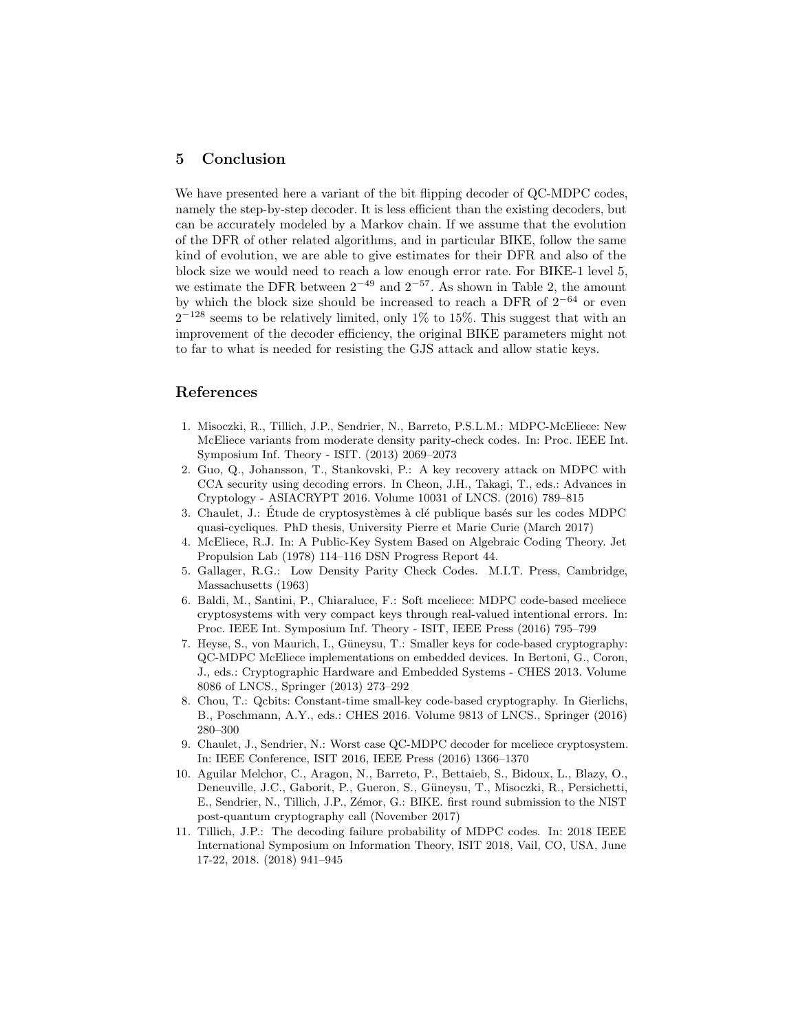## 5 Conclusion

We have presented here a variant of the bit flipping decoder of QC-MDPC codes, namely the step-by-step decoder. It is less efficient than the existing decoders, but can be accurately modeled by a Markov chain. If we assume that the evolution of the DFR of other related algorithms, and in particular BIKE, follow the same kind of evolution, we are able to give estimates for their DFR and also of the block size we would need to reach a low enough error rate. For BIKE-1 level 5, we estimate the DFR between $2^{-49}$ and $2^{-57}$. As shown in Table 2, the amount by which the block size should be increased to reach a DFR of $2^{-64}$ or even $2^{-128}$ seems to be relatively limited, only 1% to 15%. This suggest that with an improvement of the decoder efficiency, the original BIKE parameters might not to far to what is needed for resisting the GJS attack and allow static keys.

## References

1. Misoczki, R., Tillich, J.P., Sendrier, N., Barreto, P.S.L.M.: MDPC-McEliece: New McEliece variants from moderate density parity-check codes. In: Proc. IEEE Int. Symposium Inf. Theory - ISIT. (2013) 2069–2073
2. Guo, Q., Johansson, T., Stankovski, P.: A key recovery attack on MDPC with CCA security using decoding errors. In Cheon, J.H., Takagi, T., eds.: Advances in Cryptology - ASIACRYPT 2016. Volume 10031 of LNCS. (2016) 789–815
3. Chaulet, J.: Étude de cryptosystèmes à clé publique basés sur les codes MDPC quasi-cycliques. PhD thesis, University Pierre et Marie Curie (March 2017)
4. McEliece, R.J. In: A Public-Key System Based on Algebraic Coding Theory. Jet Propulsion Lab (1978) 114–116 DSN Progress Report 44.
5. Gallager, R.G.: Low Density Parity Check Codes. M.I.T. Press, Cambridge, Massachusetts (1963)
6. Baldi, M., Santini, P., Chiaraluce, F.: Soft mceliece: MDPC code-based mceliece cryptosystems with very compact keys through real-valued intentional errors. In: Proc. IEEE Int. Symposium Inf. Theory - ISIT, IEEE Press (2016) 795–799
7. Heyse, S., von Maurich, I., Güneysu, T.: Smaller keys for code-based cryptography: QC-MDPC McEliece implementations on embedded devices. In Bertoni, G., Coron, J., eds.: Cryptographic Hardware and Embedded Systems - CHES 2013. Volume 8086 of LNCS., Springer (2013) 273–292
8. Chou, T.: Qcbits: Constant-time small-key code-based cryptography. In Gierlichs, B., Poschmann, A.Y., eds.: CHES 2016. Volume 9813 of LNCS., Springer (2016) 280–300
9. Chaulet, J., Sendrier, N.: Worst case QC-MDPC decoder for mceliece cryptosystem. In: IEEE Conference, ISIT 2016, IEEE Press (2016) 1366–1370
10. Aguilar Melchor, C., Aragon, N., Barreto, P., Bettaieb, S., Bidoux, L., Blazy, O., Deneuville, J.C., Gaborit, P., Gueron, S., Güneysu, T., Misoczki, R., Persichetti, E., Sendrier, N., Tillich, J.P., Zémor, G.: BIKE. first round submission to the NIST post-quantum cryptography call (November 2017)
11. Tillich, J.P.: The decoding failure probability of MDPC codes. In: 2018 IEEE International Symposium on Information Theory, ISIT 2018, Vail, CO, USA, June 17-22, 2018. (2018) 941–945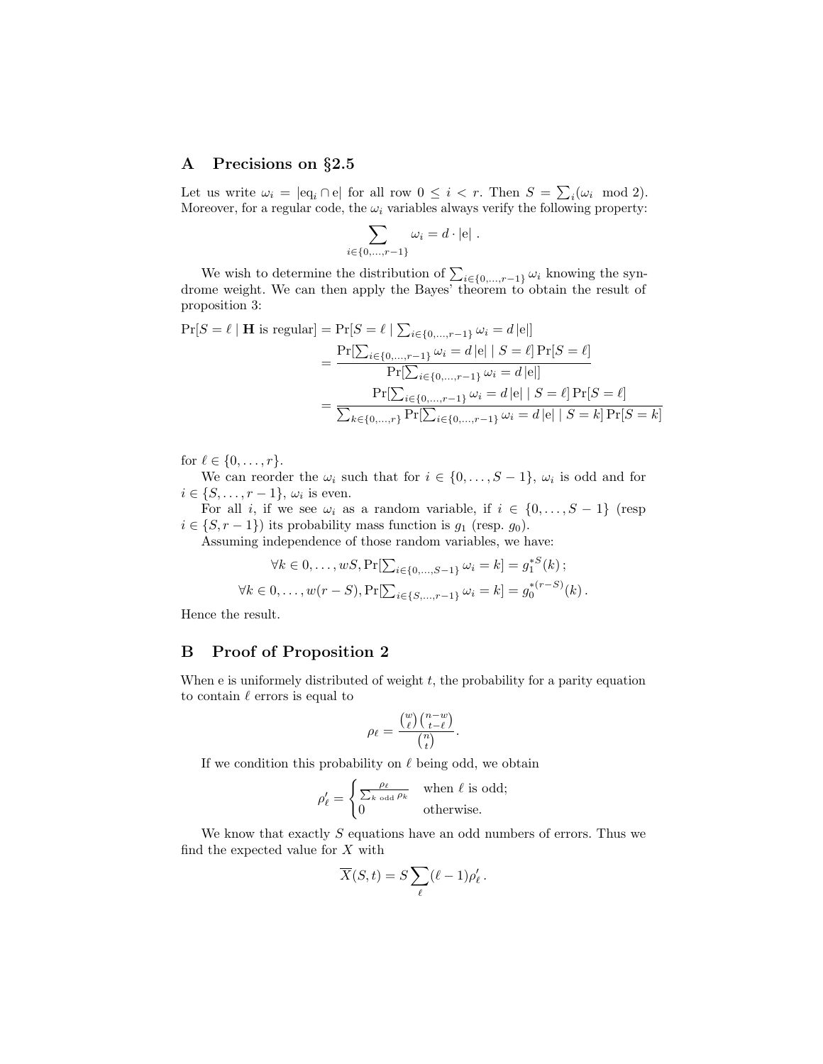## A Precisions on §2.5

Let us write $\omega_i = |\text{eq}_i \cap \text{e}|$ for all row $0 \le i < r$. Then $S = \sum_i (\omega_i \mod 2)$. Moreover, for a regular code, the $\omega_i$ variables always verify the following property:

$$\sum_{i \in \{0,\dots,r-1\}} \omega_i = d \cdot |\text{e}| \ .$$

We wish to determine the distribution of $\sum_{i \in \{0,\dots,r-1\}} \omega_i$ knowing the syndrome weight. We can then apply the Bayes' theorem to obtain the result of proposition 3:

$$\begin{aligned}
\Pr[S = \ell \mid \mathbf{H} \text{ is regular}] &= \Pr[S = \ell \mid \textstyle\sum_{i \in \{0,\dots,r-1\}} \omega_i = d\,|\text{e}|] \\
&= \frac{\Pr[\sum_{i \in \{0,\dots,r-1\}} \omega_i = d\,|\text{e}| \mid S = \ell] \Pr[S = \ell]}{\Pr[\sum_{i \in \{0,\dots,r-1\}} \omega_i = d\,|\text{e}|]} \\
&= \frac{\Pr[\sum_{i \in \{0,\dots,r-1\}} \omega_i = d\,|\text{e}| \mid S = \ell] \Pr[S = \ell]}{\sum_{k \in \{0,\dots,r\}} \Pr[\sum_{i \in \{0,\dots,r-1\}} \omega_i = d\,|\text{e}| \mid S = k] \Pr[S = k]}
\end{aligned}$$

for $\ell \in \{0, \dots, r\}$.

We can reorder the $\omega_i$ such that for $i \in \{0, \dots, S-1\}$, $\omega_i$ is odd and for $i \in \{S, \dots, r-1\}$, $\omega_i$ is even.

For all $i$, if we see $\omega_i$ as a random variable, if $i \in \{0, \dots, S-1\}$ (resp $i \in \{S, r-1\}$) its probability mass function is $g_1$ (resp. $g_0$).

Assuming independence of those random variables, we have:

$$\forall k \in 0, \dots, wS, \Pr[\textstyle\sum_{i \in \{0,\dots,S-1\}} \omega_i = k] = g_1^{*S}(k)\,;$$

$$\forall k \in 0, \dots, w(r-S), \Pr[\textstyle\sum_{i \in \{S,\dots,r-1\}} \omega_i = k] = g_0^{*(r-S)}(k)\,.$$

Hence the result.

## B Proof of Proposition 2

When e is uniformely distributed of weight $t$, the probability for a parity equation to contain $\ell$ errors is equal to

$$\rho_\ell = \frac{\binom{w}{\ell}\binom{n-w}{t-\ell}}{\binom{n}{t}}.$$

If we condition this probability on $\ell$ being odd, we obtain

$$\rho'_\ell = \begin{cases} \frac{\rho_\ell}{\sum_{k \text{ odd}} \rho_k} & \text{when } \ell \text{ is odd;} \\ 0 & \text{otherwise.} \end{cases}$$

We know that exactly $S$ equations have an odd numbers of errors. Thus we find the expected value for $X$ with

$$\overline{X}(S, t) = S \sum_\ell (\ell - 1)\rho'_\ell\,.$$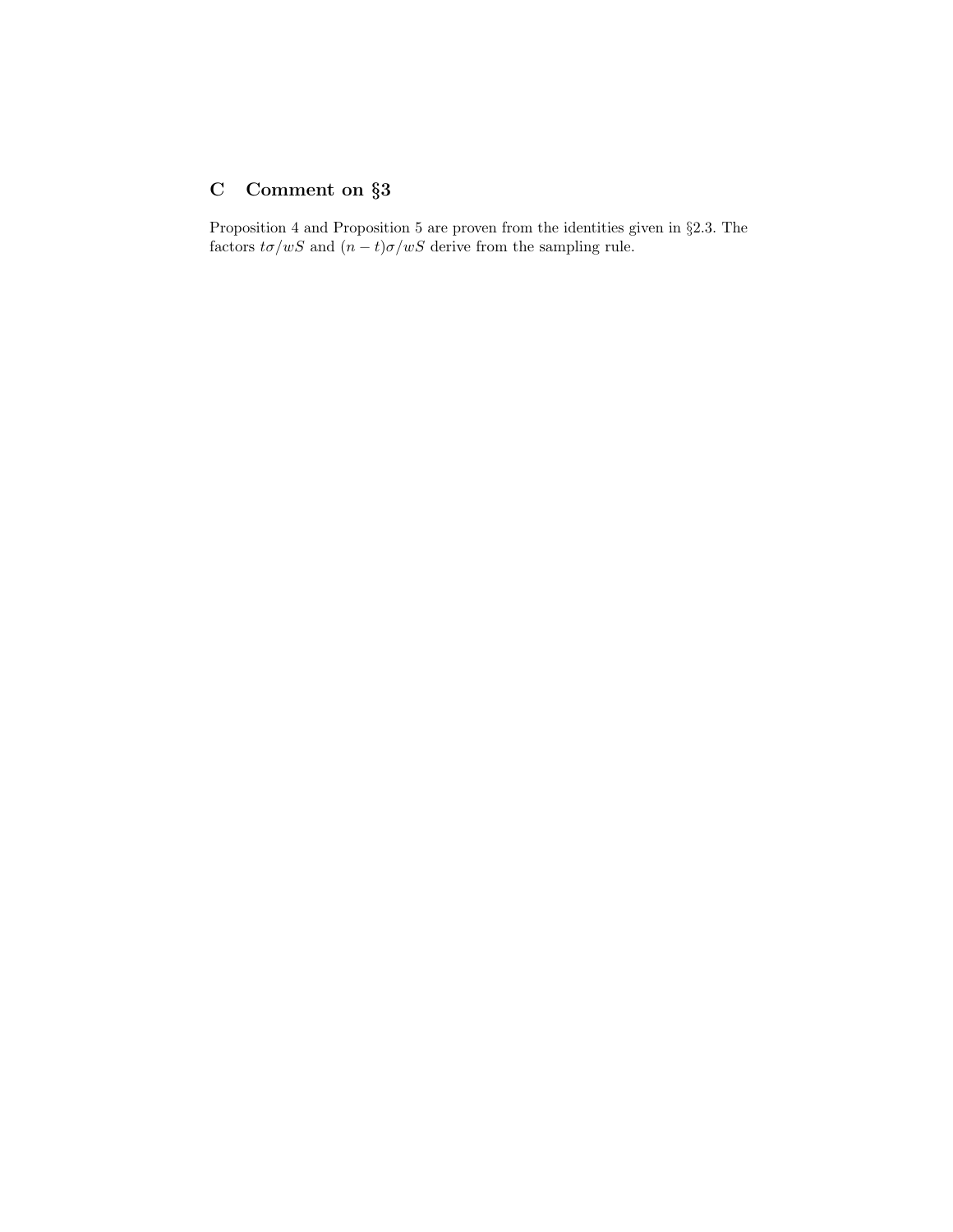## C Comment on §3

Proposition 4 and Proposition 5 are proven from the identities given in §2.3. The factors $t\sigma/wS$ and $(n-t)\sigma/wS$ derive from the sampling rule.